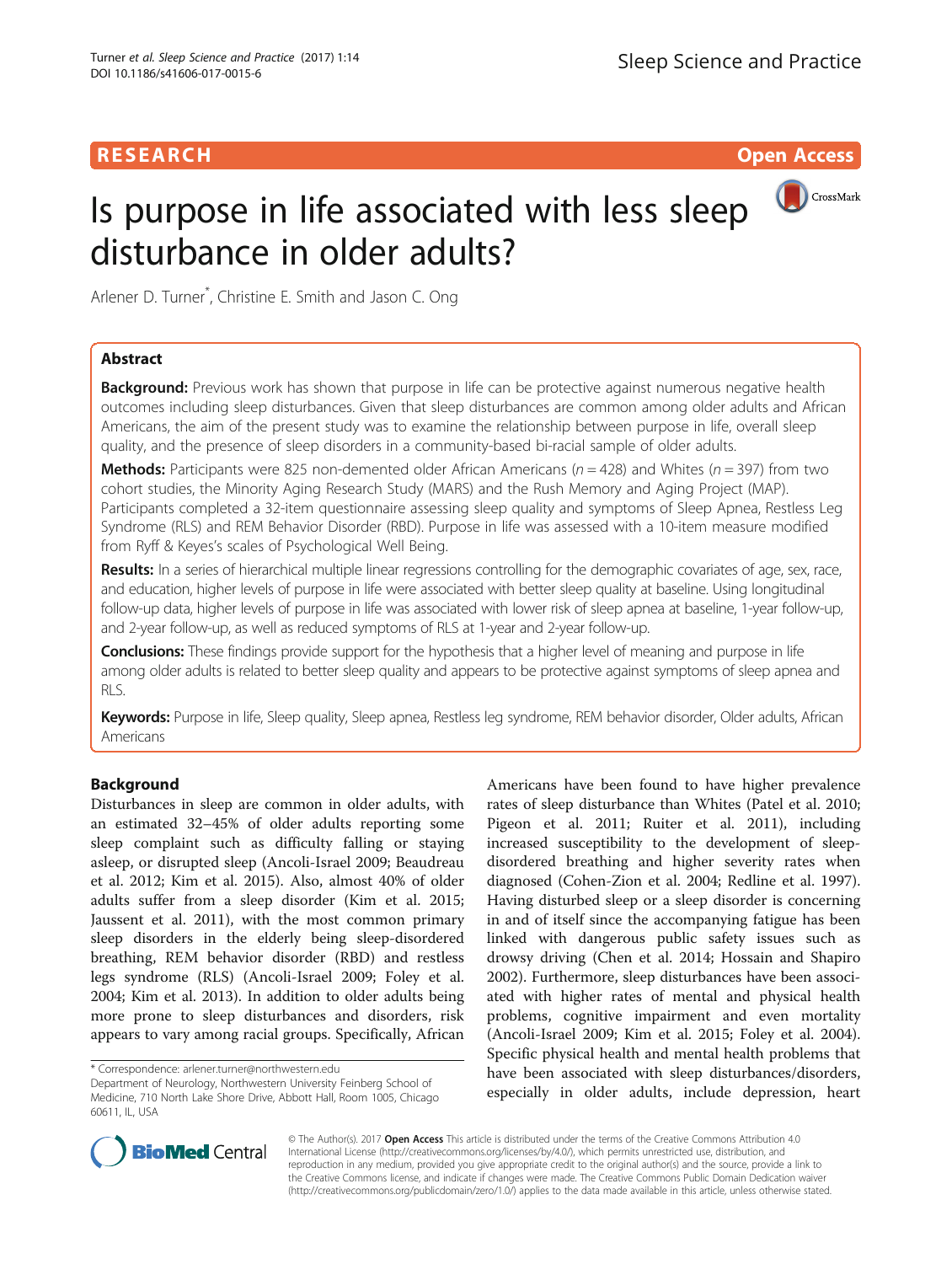RESEARCH Open Access

# Is purpose in life associated with less sleep disturbance in older adults?

Arlener D. Turner*, Christine E. Smith and Jason C. Ong

## Abstract

**Background:** Previous work has shown that purpose in life can be protective against numerous negative health outcomes including sleep disturbances. Given that sleep disturbances are common among older adults and African Americans, the aim of the present study was to examine the relationship between purpose in life, overall sleep quality, and the presence of sleep disorders in a community-based bi-racial sample of older adults.

**Methods:** Participants were 825 non-demented older African Americans ($n = 428$) and Whites ($n = 397$) from two cohort studies, the Minority Aging Research Study (MARS) and the Rush Memory and Aging Project (MAP). Participants completed a 32-item questionnaire assessing sleep quality and symptoms of Sleep Apnea, Restless Leg Syndrome (RLS) and REM Behavior Disorder (RBD). Purpose in life was assessed with a 10-item measure modified from Ryff & Keyes's scales of Psychological Well Being.

**Results:** In a series of hierarchical multiple linear regressions controlling for the demographic covariates of age, sex, race, and education, higher levels of purpose in life were associated with better sleep quality at baseline. Using longitudinal follow-up data, higher levels of purpose in life was associated with lower risk of sleep apnea at baseline, 1-year follow-up, and 2-year follow-up, as well as reduced symptoms of RLS at 1-year and 2-year follow-up.

**Conclusions:** These findings provide support for the hypothesis that a higher level of meaning and purpose in life among older adults is related to better sleep quality and appears to be protective against symptoms of sleep apnea and RLS.

**Keywords:** Purpose in life, Sleep quality, Sleep apnea, Restless leg syndrome, REM behavior disorder, Older adults, African Americans

## Background

Disturbances in sleep are common in older adults, with an estimated 32–45% of older adults reporting some sleep complaint such as difficulty falling or staying asleep, or disrupted sleep (Ancoli-Israel 2009; Beaudreau et al. 2012; Kim et al. 2015). Also, almost 40% of older adults suffer from a sleep disorder (Kim et al. 2015; Jaussent et al. 2011), with the most common primary sleep disorders in the elderly being sleep-disordered breathing, REM behavior disorder (RBD) and restless legs syndrome (RLS) (Ancoli-Israel 2009; Foley et al. 2004; Kim et al. 2013). In addition to older adults being more prone to sleep disturbances and disorders, risk appears to vary among racial groups. Specifically, African Americans have been found to have higher prevalence rates of sleep disturbance than Whites (Patel et al. 2010; Pigeon et al. 2011; Ruiter et al. 2011), including increased susceptibility to the development of sleep-disordered breathing and higher severity rates when diagnosed (Cohen-Zion et al. 2004; Redline et al. 1997). Having disturbed sleep or a sleep disorder is concerning in and of itself since the accompanying fatigue has been linked with dangerous public safety issues such as drowsy driving (Chen et al. 2014; Hossain and Shapiro 2002). Furthermore, sleep disturbances have been associated with higher rates of mental and physical health problems, cognitive impairment and even mortality (Ancoli-Israel 2009; Kim et al. 2015; Foley et al. 2004). Specific physical health and mental health problems that have been associated with sleep disturbances/disorders, especially in older adults, include depression, heart

\* Correspondence: arlener.turner@northwestern.edu
Department of Neurology, Northwestern University Feinberg School of Medicine, 710 North Lake Shore Drive, Abbott Hall, Room 1005, Chicago 60611, IL, USA

© The Author(s). 2017 **Open Access** This article is distributed under the terms of the Creative Commons Attribution 4.0 International License (http://creativecommons.org/licenses/by/4.0/), which permits unrestricted use, distribution, and reproduction in any medium, provided you give appropriate credit to the original author(s) and the source, provide a link to the Creative Commons license, and indicate if changes were made. The Creative Commons Public Domain Dedication waiver (http://creativecommons.org/publicdomain/zero/1.0/) applies to the data made available in this article, unless otherwise stated.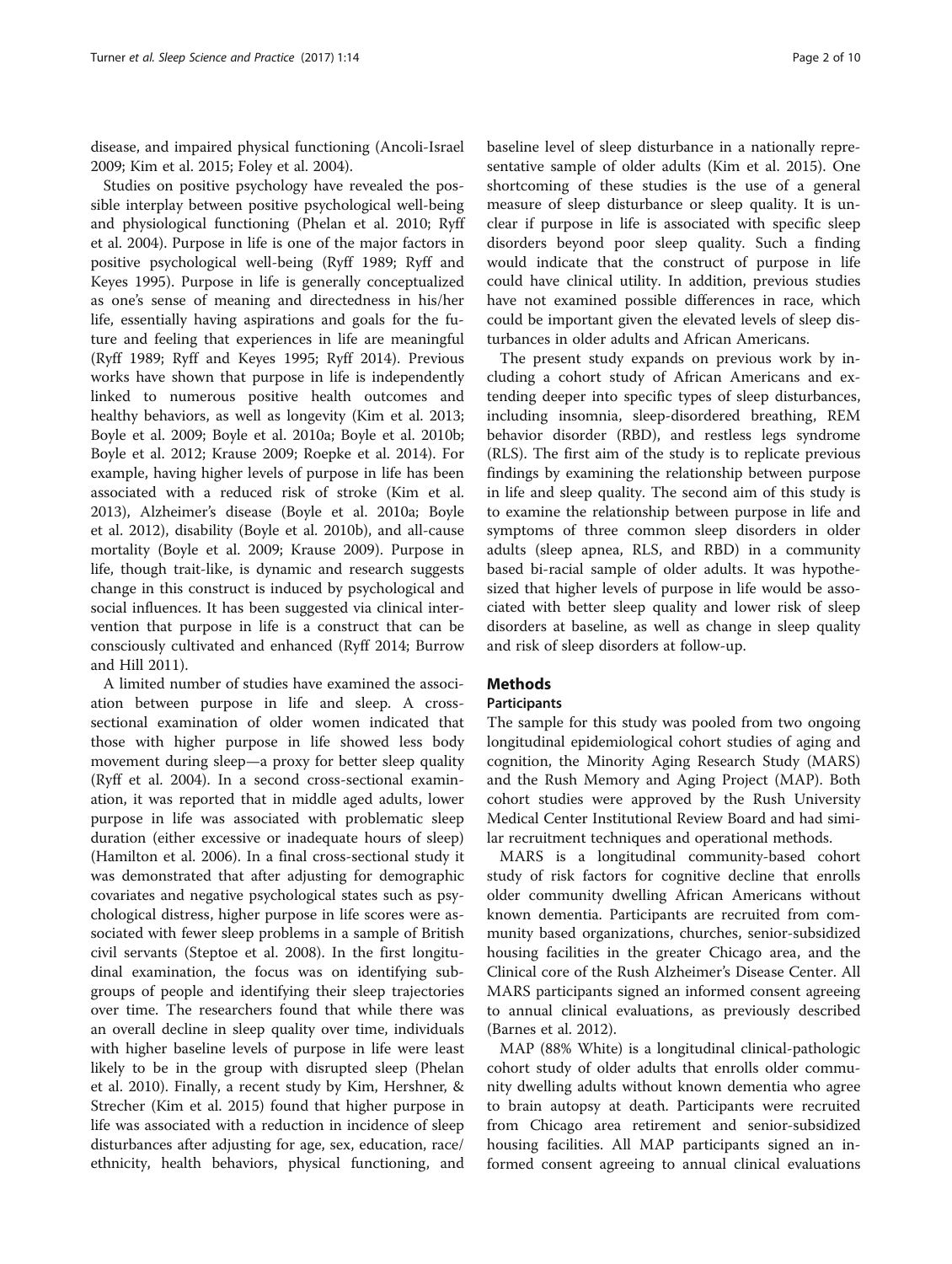disease, and impaired physical functioning (Ancoli-Israel 2009; Kim et al. 2015; Foley et al. 2004).

Studies on positive psychology have revealed the possible interplay between positive psychological well-being and physiological functioning (Phelan et al. 2010; Ryff et al. 2004). Purpose in life is one of the major factors in positive psychological well-being (Ryff 1989; Ryff and Keyes 1995). Purpose in life is generally conceptualized as one's sense of meaning and directedness in his/her life, essentially having aspirations and goals for the future and feeling that experiences in life are meaningful (Ryff 1989; Ryff and Keyes 1995; Ryff 2014). Previous works have shown that purpose in life is independently linked to numerous positive health outcomes and healthy behaviors, as well as longevity (Kim et al. 2013; Boyle et al. 2009; Boyle et al. 2010a; Boyle et al. 2010b; Boyle et al. 2012; Krause 2009; Roepke et al. 2014). For example, having higher levels of purpose in life has been associated with a reduced risk of stroke (Kim et al. 2013), Alzheimer's disease (Boyle et al. 2010a; Boyle et al. 2012), disability (Boyle et al. 2010b), and all-cause mortality (Boyle et al. 2009; Krause 2009). Purpose in life, though trait-like, is dynamic and research suggests change in this construct is induced by psychological and social influences. It has been suggested via clinical intervention that purpose in life is a construct that can be consciously cultivated and enhanced (Ryff 2014; Burrow and Hill 2011).

A limited number of studies have examined the association between purpose in life and sleep. A cross-sectional examination of older women indicated that those with higher purpose in life showed less body movement during sleep—a proxy for better sleep quality (Ryff et al. 2004). In a second cross-sectional examination, it was reported that in middle aged adults, lower purpose in life was associated with problematic sleep duration (either excessive or inadequate hours of sleep) (Hamilton et al. 2006). In a final cross-sectional study it was demonstrated that after adjusting for demographic covariates and negative psychological states such as psychological distress, higher purpose in life scores were associated with fewer sleep problems in a sample of British civil servants (Steptoe et al. 2008). In the first longitudinal examination, the focus was on identifying subgroups of people and identifying their sleep trajectories over time. The researchers found that while there was an overall decline in sleep quality over time, individuals with higher baseline levels of purpose in life were least likely to be in the group with disrupted sleep (Phelan et al. 2010). Finally, a recent study by Kim, Hershner, & Strecher (Kim et al. 2015) found that higher purpose in life was associated with a reduction in incidence of sleep disturbances after adjusting for age, sex, education, race/ethnicity, health behaviors, physical functioning, and baseline level of sleep disturbance in a nationally representative sample of older adults (Kim et al. 2015). One shortcoming of these studies is the use of a general measure of sleep disturbance or sleep quality. It is unclear if purpose in life is associated with specific sleep disorders beyond poor sleep quality. Such a finding would indicate that the construct of purpose in life could have clinical utility. In addition, previous studies have not examined possible differences in race, which could be important given the elevated levels of sleep disturbances in older adults and African Americans.

The present study expands on previous work by including a cohort study of African Americans and extending deeper into specific types of sleep disturbances, including insomnia, sleep-disordered breathing, REM behavior disorder (RBD), and restless legs syndrome (RLS). The first aim of the study is to replicate previous findings by examining the relationship between purpose in life and sleep quality. The second aim of this study is to examine the relationship between purpose in life and symptoms of three common sleep disorders in older adults (sleep apnea, RLS, and RBD) in a community based bi-racial sample of older adults. It was hypothesized that higher levels of purpose in life would be associated with better sleep quality and lower risk of sleep disorders at baseline, as well as change in sleep quality and risk of sleep disorders at follow-up.

## Methods

### Participants

The sample for this study was pooled from two ongoing longitudinal epidemiological cohort studies of aging and cognition, the Minority Aging Research Study (MARS) and the Rush Memory and Aging Project (MAP). Both cohort studies were approved by the Rush University Medical Center Institutional Review Board and had similar recruitment techniques and operational methods.

MARS is a longitudinal community-based cohort study of risk factors for cognitive decline that enrolls older community dwelling African Americans without known dementia. Participants are recruited from community based organizations, churches, senior-subsidized housing facilities in the greater Chicago area, and the Clinical core of the Rush Alzheimer's Disease Center. All MARS participants signed an informed consent agreeing to annual clinical evaluations, as previously described (Barnes et al. 2012).

MAP (88% White) is a longitudinal clinical-pathologic cohort study of older adults that enrolls older community dwelling adults without known dementia who agree to brain autopsy at death. Participants were recruited from Chicago area retirement and senior-subsidized housing facilities. All MAP participants signed an informed consent agreeing to annual clinical evaluations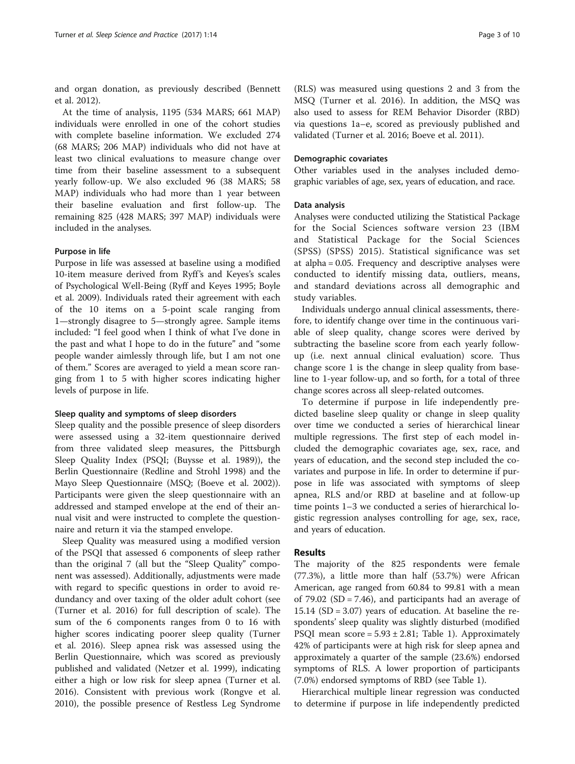and organ donation, as previously described (Bennett et al. 2012).

At the time of analysis, 1195 (534 MARS; 661 MAP) individuals were enrolled in one of the cohort studies with complete baseline information. We excluded 274 (68 MARS; 206 MAP) individuals who did not have at least two clinical evaluations to measure change over time from their baseline assessment to a subsequent yearly follow-up. We also excluded 96 (38 MARS; 58 MAP) individuals who had more than 1 year between their baseline evaluation and first follow-up. The remaining 825 (428 MARS; 397 MAP) individuals were included in the analyses.

#### Purpose in life

Purpose in life was assessed at baseline using a modified 10-item measure derived from Ryff's and Keyes's scales of Psychological Well-Being (Ryff and Keyes 1995; Boyle et al. 2009). Individuals rated their agreement with each of the 10 items on a 5-point scale ranging from 1—strongly disagree to 5—strongly agree. Sample items included: "I feel good when I think of what I've done in the past and what I hope to do in the future" and "some people wander aimlessly through life, but I am not one of them." Scores are averaged to yield a mean score ranging from 1 to 5 with higher scores indicating higher levels of purpose in life.

#### Sleep quality and symptoms of sleep disorders

Sleep quality and the possible presence of sleep disorders were assessed using a 32-item questionnaire derived from three validated sleep measures, the Pittsburgh Sleep Quality Index (PSQI; (Buysse et al. 1989)), the Berlin Questionnaire (Redline and Strohl 1998) and the Mayo Sleep Questionnaire (MSQ; (Boeve et al. 2002)). Participants were given the sleep questionnaire with an addressed and stamped envelope at the end of their annual visit and were instructed to complete the questionnaire and return it via the stamped envelope.

Sleep Quality was measured using a modified version of the PSQI that assessed 6 components of sleep rather than the original 7 (all but the "Sleep Quality" component was assessed). Additionally, adjustments were made with regard to specific questions in order to avoid redundancy and over taxing of the older adult cohort (see (Turner et al. 2016) for full description of scale). The sum of the 6 components ranges from 0 to 16 with higher scores indicating poorer sleep quality (Turner et al. 2016). Sleep apnea risk was assessed using the Berlin Questionnaire, which was scored as previously published and validated (Netzer et al. 1999), indicating either a high or low risk for sleep apnea (Turner et al. 2016). Consistent with previous work (Rongve et al. 2010), the possible presence of Restless Leg Syndrome (RLS) was measured using questions 2 and 3 from the MSQ (Turner et al. 2016). In addition, the MSQ was also used to assess for REM Behavior Disorder (RBD) via questions 1a–e, scored as previously published and validated (Turner et al. 2016; Boeve et al. 2011).

#### Demographic covariates

Other variables used in the analyses included demographic variables of age, sex, years of education, and race.

#### Data analysis

Analyses were conducted utilizing the Statistical Package for the Social Sciences software version 23 (IBM and Statistical Package for the Social Sciences (SPSS) (SPSS) 2015). Statistical significance was set at alpha = 0.05. Frequency and descriptive analyses were conducted to identify missing data, outliers, means, and standard deviations across all demographic and study variables.

Individuals undergo annual clinical assessments, therefore, to identify change over time in the continuous variable of sleep quality, change scores were derived by subtracting the baseline score from each yearly follow-up (i.e. next annual clinical evaluation) score. Thus change score 1 is the change in sleep quality from baseline to 1-year follow-up, and so forth, for a total of three change scores across all sleep-related outcomes.

To determine if purpose in life independently predicted baseline sleep quality or change in sleep quality over time we conducted a series of hierarchical linear multiple regressions. The first step of each model included the demographic covariates age, sex, race, and years of education, and the second step included the covariates and purpose in life. In order to determine if purpose in life was associated with symptoms of sleep apnea, RLS and/or RBD at baseline and at follow-up time points 1–3 we conducted a series of hierarchical logistic regression analyses controlling for age, sex, race, and years of education.

## Results

The majority of the 825 respondents were female (77.3%), a little more than half (53.7%) were African American, age ranged from 60.84 to 99.81 with a mean of 79.02 (SD = 7.46), and participants had an average of 15.14 (SD = 3.07) years of education. At baseline the respondents' sleep quality was slightly disturbed (modified PSQI mean score = 5.93 ± 2.81; Table 1). Approximately 42% of participants were at high risk for sleep apnea and approximately a quarter of the sample (23.6%) endorsed symptoms of RLS. A lower proportion of participants (7.0%) endorsed symptoms of RBD (see Table 1).

Hierarchical multiple linear regression was conducted to determine if purpose in life independently predicted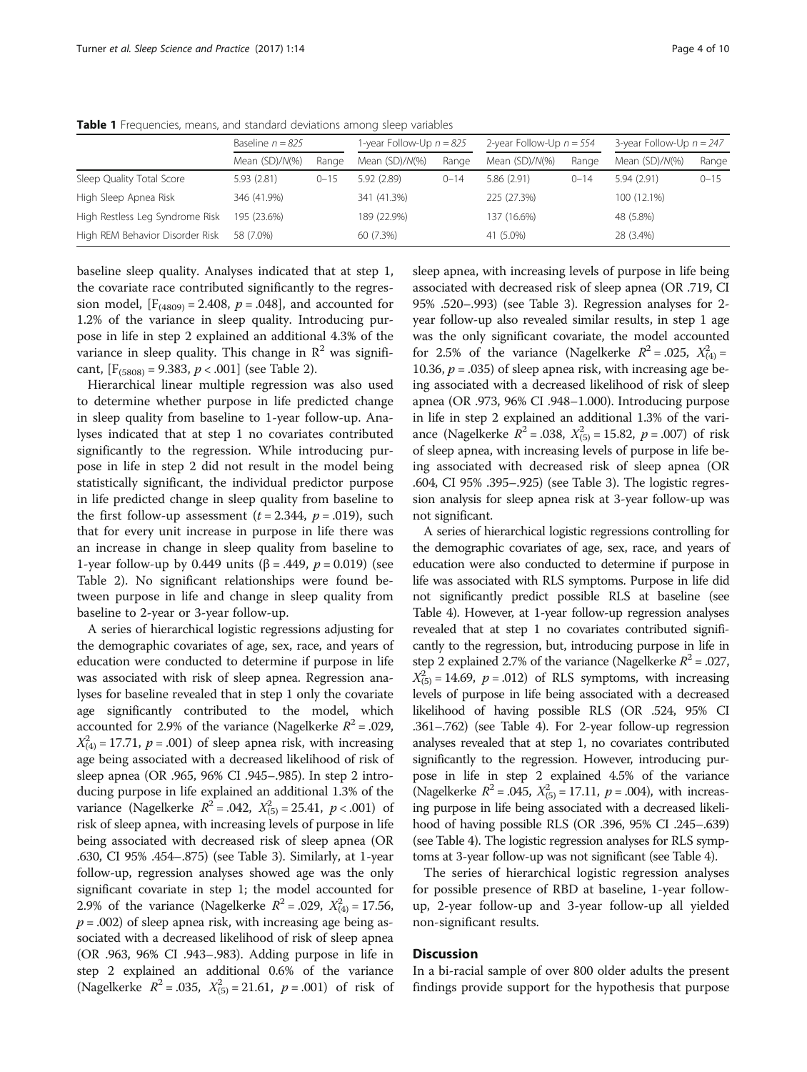**Table 1** Frequencies, means, and standard deviations among sleep variables

| | Baseline *n = 825* | | 1-year Follow-Up *n = 825* | | 2-year Follow-Up *n = 554* | | 3-year Follow-Up *n = 247* | |
|---|---|---|---|---|---|---|---|---|
| | Mean (SD)/N(%) | Range | Mean (SD)/N(%) | Range | Mean (SD)/N(%) | Range | Mean (SD)/N(%) | Range |
| Sleep Quality Total Score | 5.93 (2.81) | 0–15 | 5.92 (2.89) | 0–14 | 5.86 (2.91) | 0–14 | 5.94 (2.91) | 0–15 |
| High Sleep Apnea Risk | 346 (41.9%) | | 341 (41.3%) | | 225 (27.3%) | | 100 (12.1%) | |
| High Restless Leg Syndrome Risk | 195 (23.6%) | | 189 (22.9%) | | 137 (16.6%) | | 48 (5.8%) | |
| High REM Behavior Disorder Risk | 58 (7.0%) | | 60 (7.3%) | | 41 (5.0%) | | 28 (3.4%) | |

baseline sleep quality. Analyses indicated that at step 1, the covariate race contributed significantly to the regression model, [$F_{(4809)} = 2.408$, $p = .048$], and accounted for 1.2% of the variance in sleep quality. Introducing purpose in life in step 2 explained an additional 4.3% of the variance in sleep quality. This change in $R^2$ was significant, [$F_{(5808)} = 9.383$, $p < .001$] (see Table 2).

Hierarchical linear multiple regression was also used to determine whether purpose in life predicted change in sleep quality from baseline to 1-year follow-up. Analyses indicated that at step 1 no covariates contributed significantly to the regression. While introducing purpose in life in step 2 did not result in the model being statistically significant, the individual predictor purpose in life predicted change in sleep quality from baseline to the first follow-up assessment ($t = 2.344$, $p = .019$), such that for every unit increase in purpose in life there was an increase in change in sleep quality from baseline to 1-year follow-up by 0.449 units ($\beta = .449$, $p = 0.019$) (see Table 2). No significant relationships were found between purpose in life and change in sleep quality from baseline to 2-year or 3-year follow-up.

A series of hierarchical logistic regressions adjusting for the demographic covariates of age, sex, race, and years of education were conducted to determine if purpose in life was associated with risk of sleep apnea. Regression analyses for baseline revealed that in step 1 only the covariate age significantly contributed to the model, which accounted for 2.9% of the variance (Nagelkerke $R^2 = .029$, $X^2_{(4)} = 17.71$, $p = .001$) of sleep apnea risk, with increasing age being associated with a decreased likelihood of risk of sleep apnea (OR .965, 96% CI .945–.985). In step 2 introducing purpose in life explained an additional 1.3% of the variance (Nagelkerke $R^2 = .042$, $X^2_{(5)} = 25.41$, $p < .001$) of risk of sleep apnea, with increasing levels of purpose in life being associated with decreased risk of sleep apnea (OR .630, CI 95% .454–.875) (see Table 3). Similarly, at 1-year follow-up, regression analyses showed age was the only significant covariate in step 1; the model accounted for 2.9% of the variance (Nagelkerke $R^2 = .029$, $X^2_{(4)} = 17.56$, $p = .002$) of sleep apnea risk, with increasing age being associated with a decreased likelihood of risk of sleep apnea (OR .963, 96% CI .943–.983). Adding purpose in life in step 2 explained an additional 0.6% of the variance (Nagelkerke $R^2 = .035$, $X^2_{(5)} = 21.61$, $p = .001$) of risk of sleep apnea, with increasing levels of purpose in life being associated with decreased risk of sleep apnea (OR .719, CI 95% .520–.993) (see Table 3). Regression analyses for 2-year follow-up also revealed similar results, in step 1 age was the only significant covariate, the model accounted for 2.5% of the variance (Nagelkerke $R^2 = .025$, $X^2_{(4)} = 10.36$, $p = .035$) of sleep apnea risk, with increasing age being associated with a decreased likelihood of risk of sleep apnea (OR .973, 96% CI .948–1.000). Introducing purpose in life in step 2 explained an additional 1.3% of the variance (Nagelkerke $R^2 = .038$, $X^2_{(5)} = 15.82$, $p = .007$) of risk of sleep apnea, with increasing levels of purpose in life being associated with decreased risk of sleep apnea (OR .604, CI 95% .395–.925) (see Table 3). The logistic regression analysis for sleep apnea risk at 3-year follow-up was not significant.

A series of hierarchical logistic regressions controlling for the demographic covariates of age, sex, race, and years of education were also conducted to determine if purpose in life was associated with RLS symptoms. Purpose in life did not significantly predict possible RLS at baseline (see Table 4). However, at 1-year follow-up regression analyses revealed that at step 1 no covariates contributed significantly to the regression, but, introducing purpose in life in step 2 explained 2.7% of the variance (Nagelkerke $R^2 = .027$, $X^2_{(5)} = 14.69$, $p = .012$) of RLS symptoms, with increasing levels of purpose in life being associated with a decreased likelihood of having possible RLS (OR .524, 95% CI .361–.762) (see Table 4). For 2-year follow-up regression analyses revealed that at step 1, no covariates contributed significantly to the regression. However, introducing purpose in life in step 2 explained 4.5% of the variance (Nagelkerke $R^2 = .045$, $X^2_{(5)} = 17.11$, $p = .004$), with increasing purpose in life being associated with a decreased likelihood of having possible RLS (OR .396, 95% CI .245–.639) (see Table 4). The logistic regression analyses for RLS symptoms at 3-year follow-up was not significant (see Table 4).

The series of hierarchical logistic regression analyses for possible presence of RBD at baseline, 1-year follow-up, 2-year follow-up and 3-year follow-up all yielded non-significant results.

## Discussion

In a bi-racial sample of over 800 older adults the present findings provide support for the hypothesis that purpose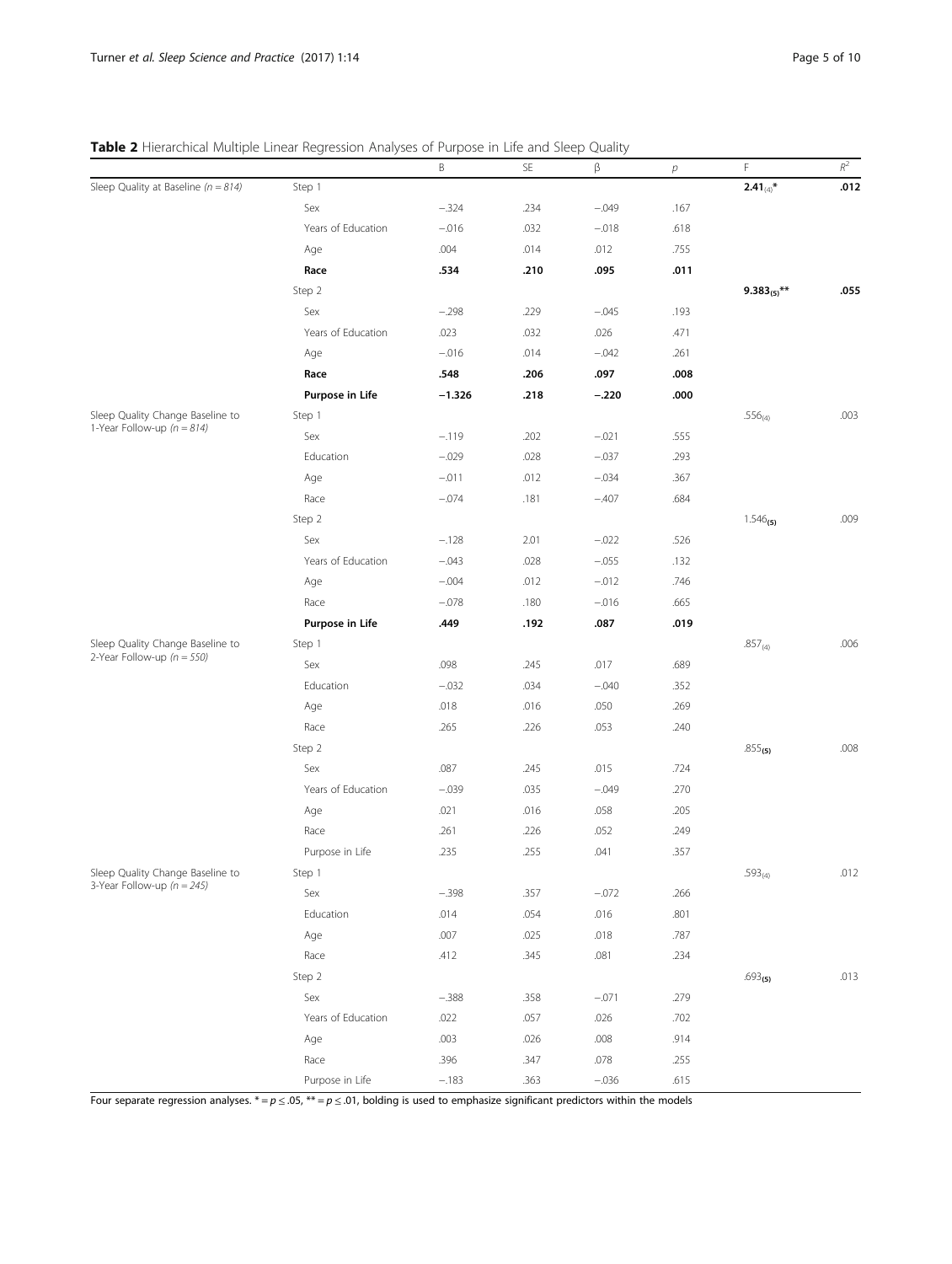**Table 2** Hierarchical Multiple Linear Regression Analyses of Purpose in Life and Sleep Quality

| | | B | SE | β | *p* | F | $R^2$ |
|---|---|---|---|---|---|---|---|
| Sleep Quality at Baseline (*n = 814*) | Step 1 | | | | | **$2.41_{(4)}$*** | **.012** |
| | Sex | −.324 | .234 | −.049 | .167 | | |
| | Years of Education | −.016 | .032 | −.018 | .618 | | |
| | Age | .004 | .014 | .012 | .755 | | |
| | **Race** | **.534** | **.210** | **.095** | **.011** | | |
| | Step 2 | | | | | **$9.383_{(5)}$**** | **.055** |
| | Sex | −.298 | .229 | −.045 | .193 | | |
| | Years of Education | .023 | .032 | .026 | .471 | | |
| | Age | −.016 | .014 | −.042 | .261 | | |
| | **Race** | **.548** | **.206** | **.097** | **.008** | | |
| | **Purpose in Life** | **−1.326** | **.218** | **−.220** | **.000** | | |
| Sleep Quality Change Baseline to 1-Year Follow-up (*n = 814*) | Step 1 | | | | | $.556_{(4)}$ | .003 |
| | Sex | −.119 | .202 | −.021 | .555 | | |
| | Education | −.029 | .028 | −.037 | .293 | | |
| | Age | −.011 | .012 | −.034 | .367 | | |
| | Race | −.074 | .181 | −.407 | .684 | | |
| | Step 2 | | | | | $1.546_{(5)}$ | .009 |
| | Sex | −.128 | 2.01 | −.022 | .526 | | |
| | Years of Education | −.043 | .028 | −.055 | .132 | | |
| | Age | −.004 | .012 | −.012 | .746 | | |
| | Race | −.078 | .180 | −.016 | .665 | | |
| | **Purpose in Life** | **.449** | **.192** | **.087** | **.019** | | |
| Sleep Quality Change Baseline to 2-Year Follow-up (*n = 550*) | Step 1 | | | | | $.857_{(4)}$ | .006 |
| | Sex | .098 | .245 | .017 | .689 | | |
| | Education | −.032 | .034 | −.040 | .352 | | |
| | Age | .018 | .016 | .050 | .269 | | |
| | Race | .265 | .226 | .053 | .240 | | |
| | Step 2 | | | | | $.855_{(5)}$ | .008 |
| | Sex | .087 | .245 | .015 | .724 | | |
| | Years of Education | −.039 | .035 | −.049 | .270 | | |
| | Age | .021 | .016 | .058 | .205 | | |
| | Race | .261 | .226 | .052 | .249 | | |
| | Purpose in Life | .235 | .255 | .041 | .357 | | |
| Sleep Quality Change Baseline to 3-Year Follow-up (*n = 245*) | Step 1 | | | | | $.593_{(4)}$ | .012 |
| | Sex | −.398 | .357 | −.072 | .266 | | |
| | Education | .014 | .054 | .016 | .801 | | |
| | Age | .007 | .025 | .018 | .787 | | |
| | Race | .412 | .345 | .081 | .234 | | |
| | Step 2 | | | | | $.693_{(5)}$ | .013 |
| | Sex | −.388 | .358 | −.071 | .279 | | |
| | Years of Education | .022 | .057 | .026 | .702 | | |
| | Age | .003 | .026 | .008 | .914 | | |
| | Race | .396 | .347 | .078 | .255 | | |
| | Purpose in Life | −.183 | .363 | −.036 | .615 | | |

Four separate regression analyses. * = $p \leq .05$, ** = $p \leq .01$, bolding is used to emphasize significant predictors within the models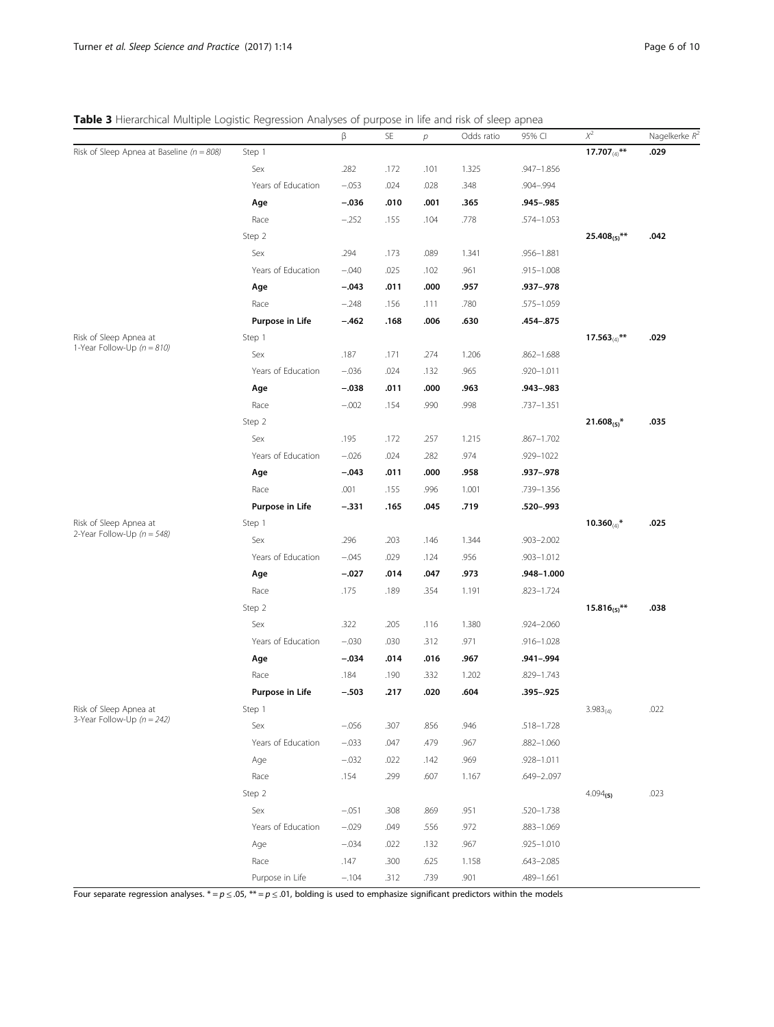**Table 3** Hierarchical Multiple Logistic Regression Analyses of purpose in life and risk of sleep apnea

| | | β | SE | *p* | Odds ratio | 95% CI | $X^2$ | Nagelkerke $R^2$ |
|---|---|---|---|---|---|---|---|---|
| Risk of Sleep Apnea at Baseline (*n* = 808) | Step 1 | | | | | | **$17.707_{(4)}$\*\*** | **.029** |
| | Sex | .282 | .172 | .101 | 1.325 | .947–1.856 | | |
| | Years of Education | −.053 | .024 | .028 | .348 | .904–.994 | | |
| | **Age** | **−.036** | **.010** | **.001** | **.365** | **.945–.985** | | |
| | Race | −.252 | .155 | .104 | .778 | .574–1.053 | | |
| | Step 2 | | | | | | **$25.408_{(5)}$\*\*** | **.042** |
| | Sex | .294 | .173 | .089 | 1.341 | .956–1.881 | | |
| | Years of Education | −.040 | .025 | .102 | .961 | .915–1.008 | | |
| | **Age** | **−.043** | **.011** | **.000** | **.957** | **.937–.978** | | |
| | Race | −.248 | .156 | .111 | .780 | .575–1.059 | | |
| | **Purpose in Life** | **−.462** | **.168** | **.006** | **.630** | **.454–.875** | | |
| Risk of Sleep Apnea at 1-Year Follow-Up (*n* = 810) | Step 1 | | | | | | **$17.563_{(4)}$\*\*** | **.029** |
| | Sex | .187 | .171 | .274 | 1.206 | .862–1.688 | | |
| | Years of Education | −.036 | .024 | .132 | .965 | .920–1.011 | | |
| | **Age** | **−.038** | **.011** | **.000** | **.963** | **.943–.983** | | |
| | Race | −.002 | .154 | .990 | .998 | .737–1.351 | | |
| | Step 2 | | | | | | **$21.608_{(5)}$\*** | **.035** |
| | Sex | .195 | .172 | .257 | 1.215 | .867–1.702 | | |
| | Years of Education | −.026 | .024 | .282 | .974 | .929–1022 | | |
| | **Age** | **−.043** | **.011** | **.000** | **.958** | **.937–.978** | | |
| | Race | .001 | .155 | .996 | 1.001 | .739–1.356 | | |
| | **Purpose in Life** | **−.331** | **.165** | **.045** | **.719** | **.520–.993** | | |
| Risk of Sleep Apnea at 2-Year Follow-Up (*n* = 548) | Step 1 | | | | | | **$10.360_{(4)}$\*** | **.025** |
| | Sex | .296 | .203 | .146 | 1.344 | .903–2.002 | | |
| | Years of Education | −.045 | .029 | .124 | .956 | .903–1.012 | | |
| | **Age** | **−.027** | **.014** | **.047** | **.973** | **.948–1.000** | | |
| | Race | .175 | .189 | .354 | 1.191 | .823–1.724 | | |
| | Step 2 | | | | | | **$15.816_{(5)}$\*\*** | **.038** |
| | Sex | .322 | .205 | .116 | 1.380 | .924–2.060 | | |
| | Years of Education | −.030 | .030 | .312 | .971 | .916–1.028 | | |
| | **Age** | **−.034** | **.014** | **.016** | **.967** | **.941–.994** | | |
| | Race | .184 | .190 | .332 | 1.202 | .829–1.743 | | |
| | **Purpose in Life** | **−.503** | **.217** | **.020** | **.604** | **.395–.925** | | |
| Risk of Sleep Apnea at 3-Year Follow-Up (*n* = 242) | Step 1 | | | | | | $3.983_{(4)}$ | .022 |
| | Sex | −.056 | .307 | .856 | .946 | .518–1.728 | | |
| | Years of Education | −.033 | .047 | .479 | .967 | .882–1.060 | | |
| | Age | −.032 | .022 | .142 | .969 | .928–1.011 | | |
| | Race | .154 | .299 | .607 | 1.167 | .649–2..097 | | |
| | Step 2 | | | | | | $4.094_{(5)}$ | .023 |
| | Sex | −.051 | .308 | .869 | .951 | .520–1.738 | | |
| | Years of Education | −.029 | .049 | .556 | .972 | .883–1.069 | | |
| | Age | −.034 | .022 | .132 | .967 | .925–1.010 | | |
| | Race | .147 | .300 | .625 | 1.158 | .643–2.085 | | |
| | Purpose in Life | −.104 | .312 | .739 | .901 | .489–1.661 | | |

Four separate regression analyses. \* = $p \leq .05$, \*\* = $p \leq .01$, bolding is used to emphasize significant predictors within the models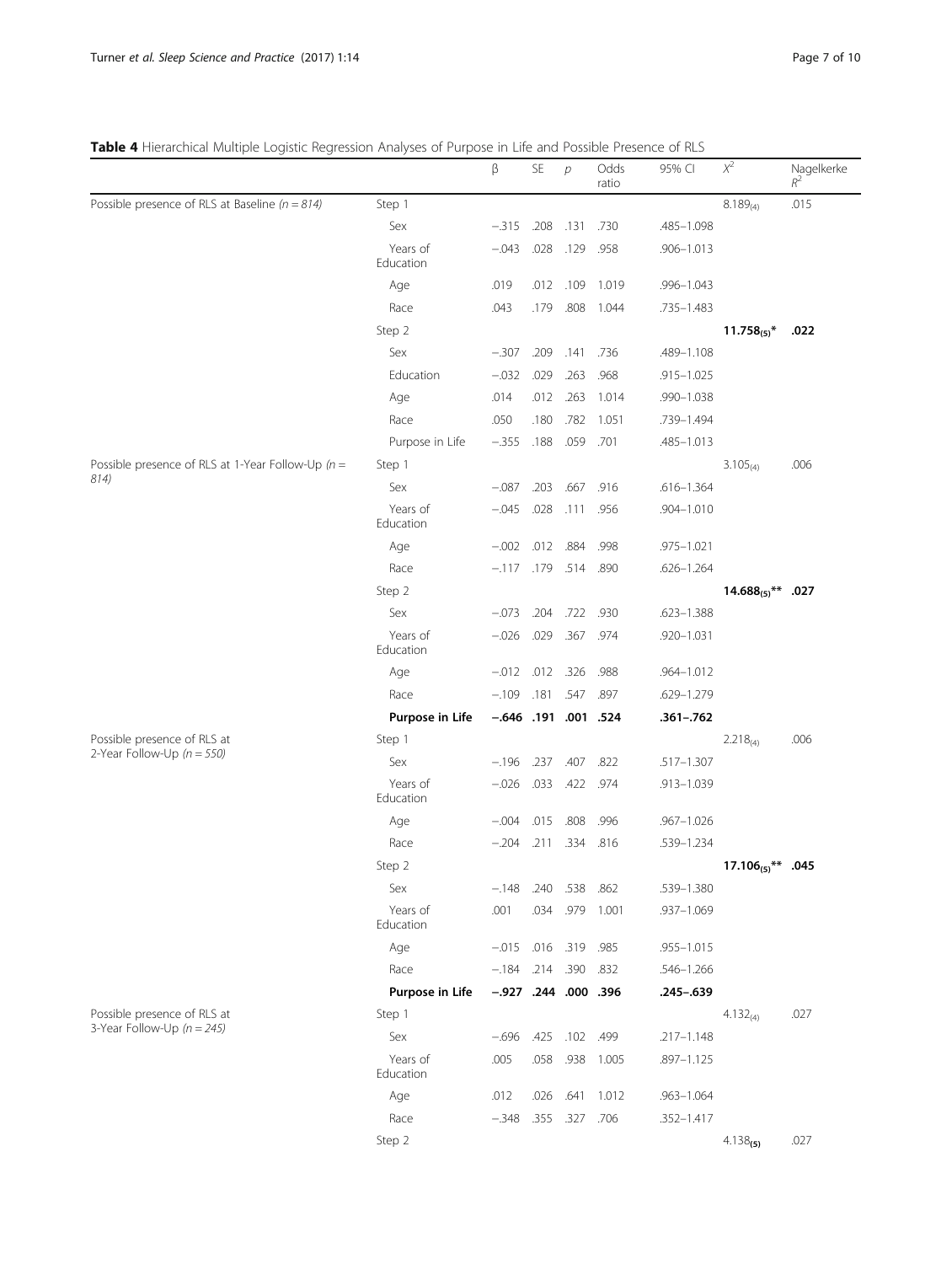**Table 4** Hierarchical Multiple Logistic Regression Analyses of Purpose in Life and Possible Presence of RLS

| | | β | SE | *p* | Odds ratio | 95% CI | $X^2$ | Nagelkerke $R^2$ |
|---|---|---|---|---|---|---|---|---|
| Possible presence of RLS at Baseline (*n = 814*) | Step 1 | | | | | | $8.189_{(4)}$ | .015 |
| | Sex | −.315 | .208 | .131 | .730 | .485–1.098 | | |
| | Years of Education | −.043 | .028 | .129 | .958 | .906–1.013 | | |
| | Age | .019 | .012 | .109 | 1.019 | .996–1.043 | | |
| | Race | .043 | .179 | .808 | 1.044 | .735–1.483 | | |
| | Step 2 | | | | | | **$11.758_{(5)}$\*** | **.022** |
| | Sex | −.307 | .209 | .141 | .736 | .489–1.108 | | |
| | Education | −.032 | .029 | .263 | .968 | .915–1.025 | | |
| | Age | .014 | .012 | .263 | 1.014 | .990–1.038 | | |
| | Race | .050 | .180 | .782 | 1.051 | .739–1.494 | | |
| | Purpose in Life | −.355 | .188 | .059 | .701 | .485–1.013 | | |
| Possible presence of RLS at 1-Year Follow-Up (*n = 814)* | Step 1 | | | | | | $3.105_{(4)}$ | .006 |
| | Sex | −.087 | .203 | .667 | .916 | .616–1.364 | | |
| | Years of Education | −.045 | .028 | .111 | .956 | .904–1.010 | | |
| | Age | −.002 | .012 | .884 | .998 | .975–1.021 | | |
| | Race | −.117 | .179 | .514 | .890 | .626–1.264 | | |
| | Step 2 | | | | | | **$14.688_{(5)}$\*\*** | **.027** |
| | Sex | −.073 | .204 | .722 | .930 | .623–1.388 | | |
| | Years of Education | −.026 | .029 | .367 | .974 | .920–1.031 | | |
| | Age | −.012 | .012 | .326 | .988 | .964–1.012 | | |
| | Race | −.109 | .181 | .547 | .897 | .629–1.279 | | |
| | **Purpose in Life** | **−.646** | **.191** | **.001** | **.524** | **.361–.762** | | |
| Possible presence of RLS at 2-Year Follow-Up (*n = 550)* | Step 1 | | | | | | $2.218_{(4)}$ | .006 |
| | Sex | −.196 | .237 | .407 | .822 | .517–1.307 | | |
| | Years of Education | −.026 | .033 | .422 | .974 | .913–1.039 | | |
| | Age | −.004 | .015 | .808 | .996 | .967–1.026 | | |
| | Race | −.204 | .211 | .334 | .816 | .539–1.234 | | |
| | Step 2 | | | | | | **$17.106_{(5)}$\*\*** | **.045** |
| | Sex | −.148 | .240 | .538 | .862 | .539–1.380 | | |
| | Years of Education | .001 | .034 | .979 | 1.001 | .937–1.069 | | |
| | Age | −.015 | .016 | .319 | .985 | .955–1.015 | | |
| | Race | −.184 | .214 | .390 | .832 | .546–1.266 | | |
| | **Purpose in Life** | **−.927** | **.244** | **.000** | **.396** | **.245–.639** | | |
| Possible presence of RLS at 3-Year Follow-Up (*n = 245)* | Step 1 | | | | | | $4.132_{(4)}$ | .027 |
| | Sex | −.696 | .425 | .102 | .499 | .217–1.148 | | |
| | Years of Education | .005 | .058 | .938 | 1.005 | .897–1.125 | | |
| | Age | .012 | .026 | .641 | 1.012 | .963–1.064 | | |
| | Race | −.348 | .355 | .327 | .706 | .352–1.417 | | |
| | Step 2 | | | | | | $4.138_{(5)}$ | .027 |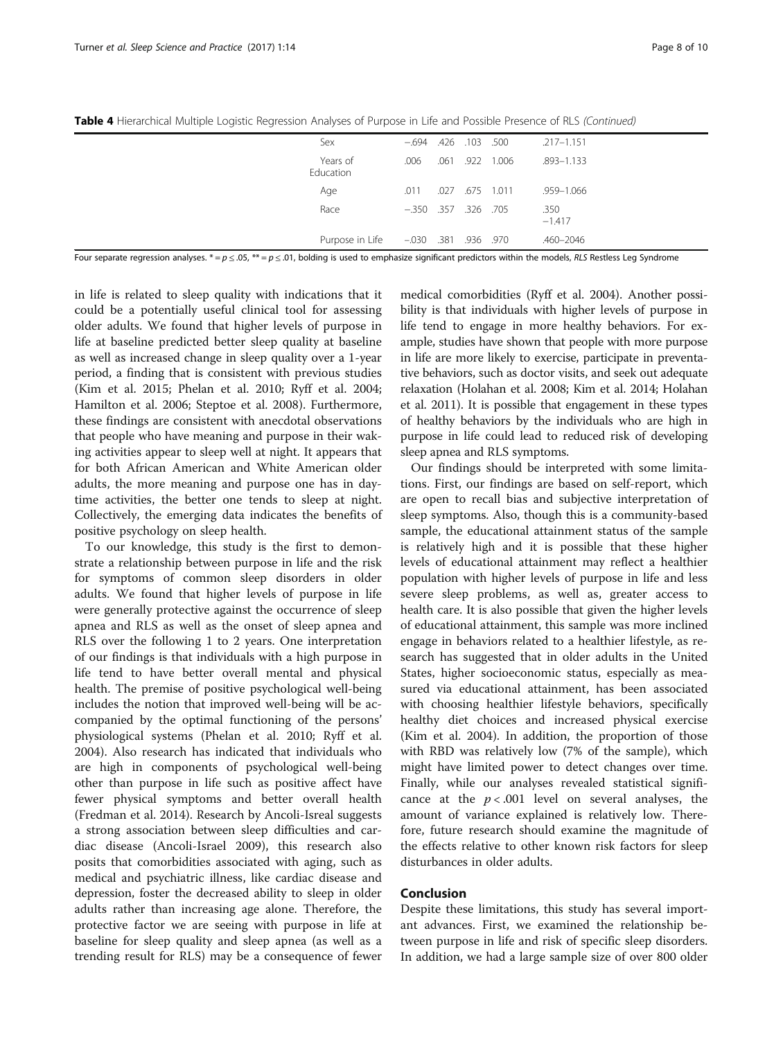**Table 4** Hierarchical Multiple Logistic Regression Analyses of Purpose in Life and Possible Presence of RLS *(Continued)*

| | | | | | |
|---|---|---|---|---|---|
| Sex | −.694 | .426 | .103 | .500 | .217–1.151 |
| Years of Education | .006 | .061 | .922 | 1.006 | .893–1.133 |
| Age | .011 | .027 | .675 | 1.011 | .959–1.066 |
| Race | −.350 | .357 | .326 | .705 | .350 −1.417 |
| Purpose in Life | −.030 | .381 | .936 | .970 | .460–2046 |

Four separate regression analyses. * = $p \leq .05$, ** = $p \leq .01$, bolding is used to emphasize significant predictors within the models, *RLS* Restless Leg Syndrome

in life is related to sleep quality with indications that it could be a potentially useful clinical tool for assessing older adults. We found that higher levels of purpose in life at baseline predicted better sleep quality at baseline as well as increased change in sleep quality over a 1-year period, a finding that is consistent with previous studies (Kim et al. 2015; Phelan et al. 2010; Ryff et al. 2004; Hamilton et al. 2006; Steptoe et al. 2008). Furthermore, these findings are consistent with anecdotal observations that people who have meaning and purpose in their waking activities appear to sleep well at night. It appears that for both African American and White American older adults, the more meaning and purpose one has in daytime activities, the better one tends to sleep at night. Collectively, the emerging data indicates the benefits of positive psychology on sleep health.

To our knowledge, this study is the first to demonstrate a relationship between purpose in life and the risk for symptoms of common sleep disorders in older adults. We found that higher levels of purpose in life were generally protective against the occurrence of sleep apnea and RLS as well as the onset of sleep apnea and RLS over the following 1 to 2 years. One interpretation of our findings is that individuals with a high purpose in life tend to have better overall mental and physical health. The premise of positive psychological well-being includes the notion that improved well-being will be accompanied by the optimal functioning of the persons' physiological systems (Phelan et al. 2010; Ryff et al. 2004). Also research has indicated that individuals who are high in components of psychological well-being other than purpose in life such as positive affect have fewer physical symptoms and better overall health (Fredman et al. 2014). Research by Ancoli-Isreal suggests a strong association between sleep difficulties and cardiac disease (Ancoli-Israel 2009), this research also posits that comorbidities associated with aging, such as medical and psychiatric illness, like cardiac disease and depression, foster the decreased ability to sleep in older adults rather than increasing age alone. Therefore, the protective factor we are seeing with purpose in life at baseline for sleep quality and sleep apnea (as well as a trending result for RLS) may be a consequence of fewer medical comorbidities (Ryff et al. 2004). Another possibility is that individuals with higher levels of purpose in life tend to engage in more healthy behaviors. For example, studies have shown that people with more purpose in life are more likely to exercise, participate in preventative behaviors, such as doctor visits, and seek out adequate relaxation (Holahan et al. 2008; Kim et al. 2014; Holahan et al. 2011). It is possible that engagement in these types of healthy behaviors by the individuals who are high in purpose in life could lead to reduced risk of developing sleep apnea and RLS symptoms.

Our findings should be interpreted with some limitations. First, our findings are based on self-report, which are open to recall bias and subjective interpretation of sleep symptoms. Also, though this is a community-based sample, the educational attainment status of the sample is relatively high and it is possible that these higher levels of educational attainment may reflect a healthier population with higher levels of purpose in life and less severe sleep problems, as well as, greater access to health care. It is also possible that given the higher levels of educational attainment, this sample was more inclined engage in behaviors related to a healthier lifestyle, as research has suggested that in older adults in the United States, higher socioeconomic status, especially as measured via educational attainment, has been associated with choosing healthier lifestyle behaviors, specifically healthy diet choices and increased physical exercise (Kim et al. 2004). In addition, the proportion of those with RBD was relatively low (7% of the sample), which might have limited power to detect changes over time. Finally, while our analyses revealed statistical significance at the $p < .001$ level on several analyses, the amount of variance explained is relatively low. Therefore, future research should examine the magnitude of the effects relative to other known risk factors for sleep disturbances in older adults.

## Conclusion

Despite these limitations, this study has several important advances. First, we examined the relationship between purpose in life and risk of specific sleep disorders. In addition, we had a large sample size of over 800 older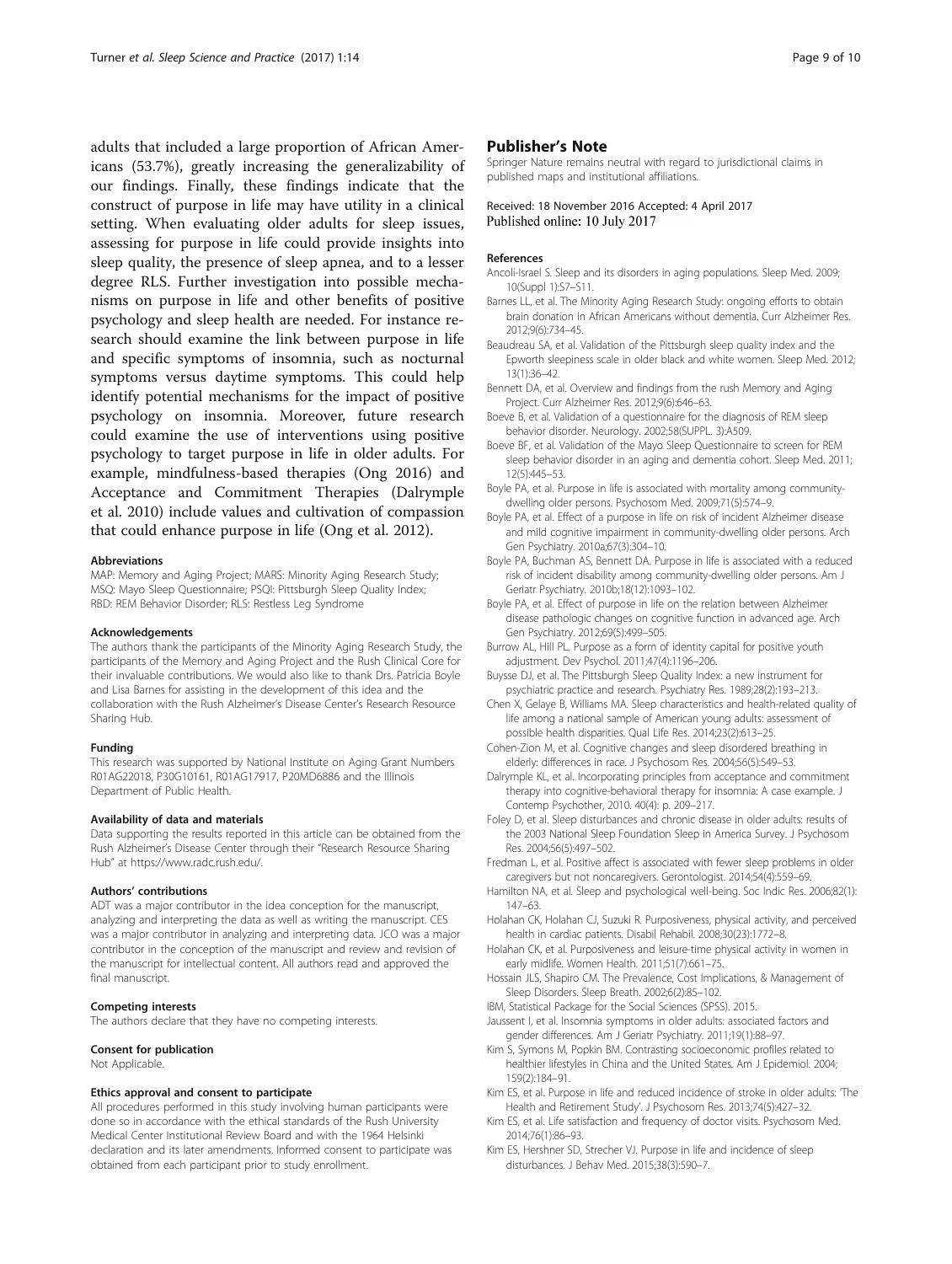adults that included a large proportion of African Americans (53.7%), greatly increasing the generalizability of our findings. Finally, these findings indicate that the construct of purpose in life may have utility in a clinical setting. When evaluating older adults for sleep issues, assessing for purpose in life could provide insights into sleep quality, the presence of sleep apnea, and to a lesser degree RLS. Further investigation into possible mechanisms on purpose in life and other benefits of positive psychology and sleep health are needed. For instance research should examine the link between purpose in life and specific symptoms of insomnia, such as nocturnal symptoms versus daytime symptoms. This could help identify potential mechanisms for the impact of positive psychology on insomnia. Moreover, future research could examine the use of interventions using positive psychology to target purpose in life in older adults. For example, mindfulness-based therapies (Ong 2016) and Acceptance and Commitment Therapies (Dalrymple et al. 2010) include values and cultivation of compassion that could enhance purpose in life (Ong et al. 2012).

#### Abbreviations

MAP: Memory and Aging Project; MARS: Minority Aging Research Study; MSQ: Mayo Sleep Questionnaire; PSQI: Pittsburgh Sleep Quality Index; RBD: REM Behavior Disorder; RLS: Restless Leg Syndrome

#### Acknowledgements

The authors thank the participants of the Minority Aging Research Study, the participants of the Memory and Aging Project and the Rush Clinical Core for their invaluable contributions. We would also like to thank Drs. Patricia Boyle and Lisa Barnes for assisting in the development of this idea and the collaboration with the Rush Alzheimer's Disease Center's Research Resource Sharing Hub.

#### Funding

This research was supported by National Institute on Aging Grant Numbers R01AG22018, P30G10161, R01AG17917, P20MD6886 and the Illinois Department of Public Health.

#### Availability of data and materials

Data supporting the results reported in this article can be obtained from the Rush Alzheimer's Disease Center through their "Research Resource Sharing Hub" at https://www.radc.rush.edu/.

#### Authors' contributions

ADT was a major contributor in the idea conception for the manuscript, analyzing and interpreting the data as well as writing the manuscript. CES was a major contributor in analyzing and interpreting data. JCO was a major contributor in the conception of the manuscript and review and revision of the manuscript for intellectual content. All authors read and approved the final manuscript.

#### Competing interests

The authors declare that they have no competing interests.

#### Consent for publication

Not Applicable.

#### Ethics approval and consent to participate

All procedures performed in this study involving human participants were done so in accordance with the ethical standards of the Rush University Medical Center Institutional Review Board and with the 1964 Helsinki declaration and its later amendments. Informed consent to participate was obtained from each participant prior to study enrollment.

## Publisher's Note

Springer Nature remains neutral with regard to jurisdictional claims in published maps and institutional affiliations.

Received: 18 November 2016 Accepted: 4 April 2017
Published online: 10 July 2017

#### References

- Ancoli-Israel S. Sleep and its disorders in aging populations. Sleep Med. 2009; 10(Suppl 1):S7–S11.
- Barnes LL, et al. The Minority Aging Research Study: ongoing efforts to obtain brain donation in African Americans without dementia. Curr Alzheimer Res. 2012;9(6):734–45.
- Beaudreau SA, et al. Validation of the Pittsburgh sleep quality index and the Epworth sleepiness scale in older black and white women. Sleep Med. 2012; 13(1):36–42.
- Bennett DA, et al. Overview and findings from the rush Memory and Aging Project. Curr Alzheimer Res. 2012;9(6):646–63.
- Boeve B, et al. Validation of a questionnaire for the diagnosis of REM sleep behavior disorder. Neurology. 2002;58(SUPPL. 3):A509.
- Boeve BF, et al. Validation of the Mayo Sleep Questionnaire to screen for REM sleep behavior disorder in an aging and dementia cohort. Sleep Med. 2011; 12(5):445–53.
- Boyle PA, et al. Purpose in life is associated with mortality among community-dwelling older persons. Psychosom Med. 2009;71(5):574–9.
- Boyle PA, et al. Effect of a purpose in life on risk of incident Alzheimer disease and mild cognitive impairment in community-dwelling older persons. Arch Gen Psychiatry. 2010a;67(3):304–10.
- Boyle PA, Buchman AS, Bennett DA. Purpose in life is associated with a reduced risk of incident disability among community-dwelling older persons. Am J Geriatr Psychiatry. 2010b;18(12):1093–102.
- Boyle PA, et al. Effect of purpose in life on the relation between Alzheimer disease pathologic changes on cognitive function in advanced age. Arch Gen Psychiatry. 2012;69(5):499–505.
- Burrow AL, Hill PL. Purpose as a form of identity capital for positive youth adjustment. Dev Psychol. 2011;47(4):1196–206.
- Buysse DJ, et al. The Pittsburgh Sleep Quality Index: a new instrument for psychiatric practice and research. Psychiatry Res. 1989;28(2):193–213.
- Chen X, Gelaye B, Williams MA. Sleep characteristics and health-related quality of life among a national sample of American young adults: assessment of possible health disparities. Qual Life Res. 2014;23(2):613–25.
- Cohen-Zion M, et al. Cognitive changes and sleep disordered breathing in elderly: differences in race. J Psychosom Res. 2004;56(5):549–53.
- Dalrymple KL, et al. Incorporating principles from acceptance and commitment therapy into cognitive-behavioral therapy for insomnia: A case example. J Contemp Psychother, 2010. 40(4): p. 209–217.
- Foley D, et al. Sleep disturbances and chronic disease in older adults: results of the 2003 National Sleep Foundation Sleep in America Survey. J Psychosom Res. 2004;56(5):497–502.
- Fredman L, et al. Positive affect is associated with fewer sleep problems in older caregivers but not noncaregivers. Gerontologist. 2014;54(4):559–69.
- Hamilton NA, et al. Sleep and psychological well-being. Soc Indic Res. 2006;82(1): 147–63.
- Holahan CK, Holahan CJ, Suzuki R. Purposiveness, physical activity, and perceived health in cardiac patients. Disabil Rehabil. 2008;30(23):1772–8.
- Holahan CK, et al. Purposiveness and leisure-time physical activity in women in early midlife. Women Health. 2011;51(7):661–75.
- Hossain JLS, Shapiro CM. The Prevalence, Cost Implications, & Management of Sleep Disorders. Sleep Breath. 2002;6(2):85–102.
- IBM, Statistical Package for the Social Sciences (SPSS). 2015.
- Jaussent I, et al. Insomnia symptoms in older adults: associated factors and gender differences. Am J Geriatr Psychiatry. 2011;19(1):88–97.
- Kim S, Symons M, Popkin BM. Contrasting socioeconomic profiles related to healthier lifestyles in China and the United States. Am J Epidemiol. 2004; 159(2):184–91.
- Kim ES, et al. Purpose in life and reduced incidence of stroke in older adults: 'The Health and Retirement Study'. J Psychosom Res. 2013;74(5):427–32.
- Kim ES, et al. Life satisfaction and frequency of doctor visits. Psychosom Med. 2014;76(1):86–93.
- Kim ES, Hershner SD, Strecher VJ. Purpose in life and incidence of sleep disturbances. J Behav Med. 2015;38(3):590–7.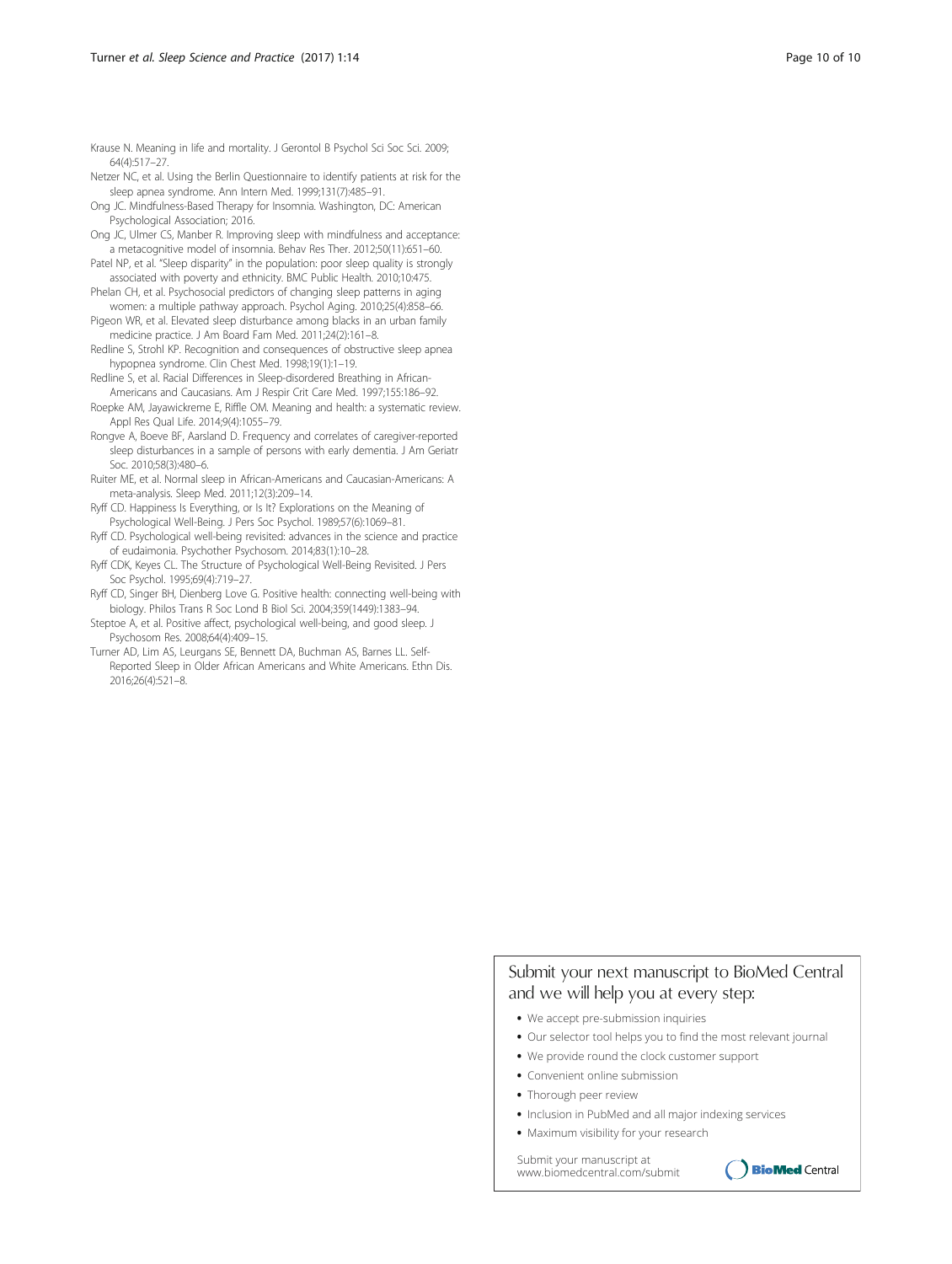Krause N. Meaning in life and mortality. J Gerontol B Psychol Sci Soc Sci. 2009;64(4):517–27.

Netzer NC, et al. Using the Berlin Questionnaire to identify patients at risk for the sleep apnea syndrome. Ann Intern Med. 1999;131(7):485–91.

Ong JC. Mindfulness-Based Therapy for Insomnia. Washington, DC: American Psychological Association; 2016.

Ong JC, Ulmer CS, Manber R. Improving sleep with mindfulness and acceptance: a metacognitive model of insomnia. Behav Res Ther. 2012;50(11):651–60.

Patel NP, et al. "Sleep disparity" in the population: poor sleep quality is strongly associated with poverty and ethnicity. BMC Public Health. 2010;10:475.

Phelan CH, et al. Psychosocial predictors of changing sleep patterns in aging women: a multiple pathway approach. Psychol Aging. 2010;25(4):858–66.

Pigeon WR, et al. Elevated sleep disturbance among blacks in an urban family medicine practice. J Am Board Fam Med. 2011;24(2):161–8.

Redline S, Strohl KP. Recognition and consequences of obstructive sleep apnea hypopnea syndrome. Clin Chest Med. 1998;19(1):1–19.

Redline S, et al. Racial Differences in Sleep-disordered Breathing in African-Americans and Caucasians. Am J Respir Crit Care Med. 1997;155:186–92.

Roepke AM, Jayawickreme E, Riffle OM. Meaning and health: a systematic review. Appl Res Qual Life. 2014;9(4):1055–79.

Rongve A, Boeve BF, Aarsland D. Frequency and correlates of caregiver-reported sleep disturbances in a sample of persons with early dementia. J Am Geriatr Soc. 2010;58(3):480–6.

Ruiter ME, et al. Normal sleep in African-Americans and Caucasian-Americans: A meta-analysis. Sleep Med. 2011;12(3):209–14.

Ryff CD. Happiness Is Everything, or Is It? Explorations on the Meaning of Psychological Well-Being. J Pers Soc Psychol. 1989;57(6):1069–81.

Ryff CD. Psychological well-being revisited: advances in the science and practice of eudaimonia. Psychother Psychosom. 2014;83(1):10–28.

Ryff CDK, Keyes CL. The Structure of Psychological Well-Being Revisited. J Pers Soc Psychol. 1995;69(4):719–27.

Ryff CD, Singer BH, Dienberg Love G. Positive health: connecting well-being with biology. Philos Trans R Soc Lond B Biol Sci. 2004;359(1449):1383–94.

Steptoe A, et al. Positive affect, psychological well-being, and good sleep. J Psychosom Res. 2008;64(4):409–15.

Turner AD, Lim AS, Leurgans SE, Bennett DA, Buchman AS, Barnes LL. Self-Reported Sleep in Older African Americans and White Americans. Ethn Dis. 2016;26(4):521–8.

Submit your next manuscript to BioMed Central and we will help you at every step:

- We accept pre-submission inquiries
- Our selector tool helps you to find the most relevant journal
- We provide round the clock customer support
- Convenient online submission
- Thorough peer review
- Inclusion in PubMed and all major indexing services
- Maximum visibility for your research

Submit your manuscript at
www.biomedcentral.com/submit

BioMed Central